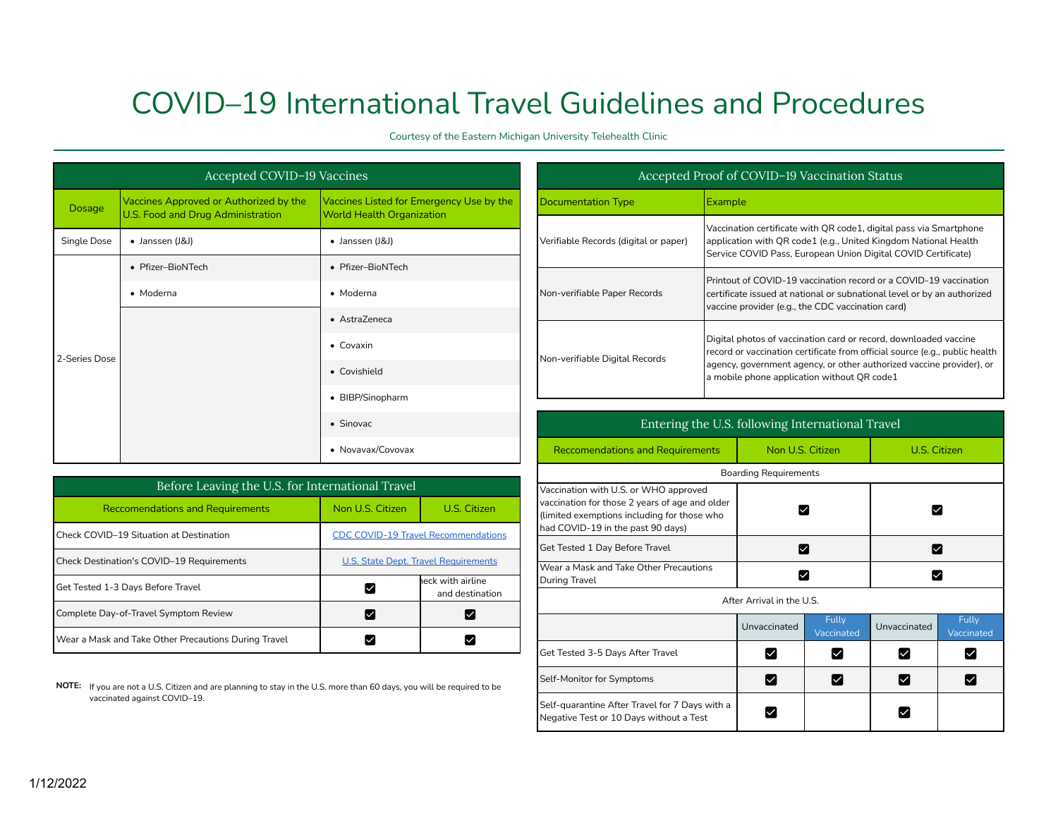# COVID–19 International Travel Guidelines and Procedures

Courtesy of the Eastern Michigan University Telehealth Clinic

## Accepted COVID–19 Vaccines

| Dosage | Vaccines Approved or Authorized by the U.S. Food and Drug Administration | Vaccines Listed for Emergency Use by the World Health Organization |
|---|---|---|
| Single Dose | • Janssen (J&J) | • Janssen (J&J) |
| 2-Series Dose | • Pfizer–BioNTech | • Pfizer–BioNTech |
| | • Moderna | • Moderna |
| | | • AstraZeneca |
| | | • Covaxin |
| | | • Covishield |
| | | • BIBP/Sinopharm |
| | | • Sinovac |
| | | • Novavax/Covovax |

## Before Leaving the U.S. for International Travel

| Reccomendations and Requirements | Non U.S. Citizen | U.S. Citizen |
|---|---|---|
| Check COVID–19 Situation at Destination | CDC COVID-19 Travel Recommendations | |
| Check Destination's COVID–19 Requirements | U.S. State Dept. Travel Requirements | |
| Get Tested 1-3 Days Before Travel | ☑ | heck with airline and destination |
| Complete Day-of-Travel Symptom Review | ☑ | ☑ |
| Wear a Mask and Take Other Precautions During Travel | ☑ | ☑ |

**NOTE:** If you are not a U.S. Citizen and are planning to stay in the U.S. more than 60 days, you will be required to be vaccinated against COVID–19.

## Accepted Proof of COVID–19 Vaccination Status

| Documentation Type | Example |
|---|---|
| Verifiable Records (digital or paper) | Vaccination certificate with QR code1, digital pass via Smartphone application with QR code1 (e.g., United Kingdom National Health Service COVID Pass, European Union Digital COVID Certificate) |
| Non-verifiable Paper Records | Printout of COVID-19 vaccination record or a COVID-19 vaccination certificate issued at national or subnational level or by an authorized vaccine provider (e.g., the CDC vaccination card) |
| Non-verifiable Digital Records | Digital photos of vaccination card or record, downloaded vaccine record or vaccination certificate from official source (e.g., public health agency, government agency, or other authorized vaccine provider), or a mobile phone application without QR code1 |

## Entering the U.S. following International Travel

| Reccomendations and Requirements | Non U.S. Citizen | | U.S. Citizen | |
|---|---|---|---|---|
| **Boarding Requirements** | | | | |
| Vaccination with U.S. or WHO approved vaccination for those 2 years of age and older (limited exemptions including for those who had COVID-19 in the past 90 days) | ☑ | | ☑ | |
| Get Tested 1 Day Before Travel | ☑ | | ☑ | |
| Wear a Mask and Take Other Precautions During Travel | ☑ | | ☑ | |
| **After Arrival in the U.S.** | | | | |
| | Unvaccinated | Fully Vaccinated | Unvaccinated | Fully Vaccinated |
| Get Tested 3-5 Days After Travel | ☑ | ☑ | ☑ | ☑ |
| Self-Monitor for Symptoms | ☑ | ☑ | ☑ | ☑ |
| Self-quarantine After Travel for 7 Days with a Negative Test or 10 Days without a Test | ☑ | | ☑ | |

1/12/2022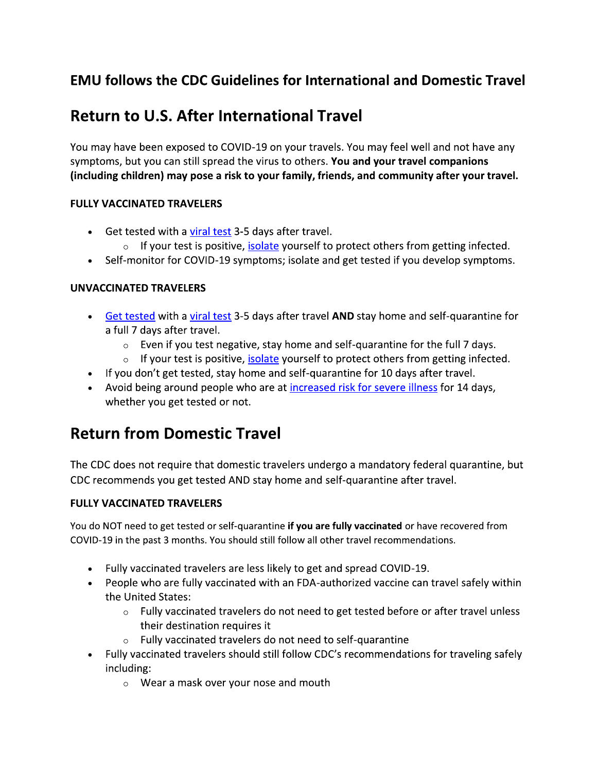### EMU follows the CDC Guidelines for International and Domestic Travel

## Return to U.S. After International Travel

You may have been exposed to COVID-19 on your travels. You may feel well and not have any symptoms, but you can still spread the virus to others. **You and your travel companions (including children) may pose a risk to your family, friends, and community after your travel.**

**FULLY VACCINATED TRAVELERS**

- Get tested with a viral test 3-5 days after travel.
  - If your test is positive, isolate yourself to protect others from getting infected.
- Self-monitor for COVID-19 symptoms; isolate and get tested if you develop symptoms.

**UNVACCINATED TRAVELERS**

- Get tested with a viral test 3-5 days after travel **AND** stay home and self-quarantine for a full 7 days after travel.
  - Even if you test negative, stay home and self-quarantine for the full 7 days.
  - If your test is positive, isolate yourself to protect others from getting infected.
- If you don't get tested, stay home and self-quarantine for 10 days after travel.
- Avoid being around people who are at increased risk for severe illness for 14 days, whether you get tested or not.

## Return from Domestic Travel

The CDC does not require that domestic travelers undergo a mandatory federal quarantine, but CDC recommends you get tested AND stay home and self-quarantine after travel.

**FULLY VACCINATED TRAVELERS**

You do NOT need to get tested or self-quarantine **if you are fully vaccinated** or have recovered from COVID-19 in the past 3 months. You should still follow all other travel recommendations.

- Fully vaccinated travelers are less likely to get and spread COVID-19.
- People who are fully vaccinated with an FDA-authorized vaccine can travel safely within the United States:
  - Fully vaccinated travelers do not need to get tested before or after travel unless their destination requires it
  - Fully vaccinated travelers do not need to self-quarantine
- Fully vaccinated travelers should still follow CDC's recommendations for traveling safely including:
  - Wear a mask over your nose and mouth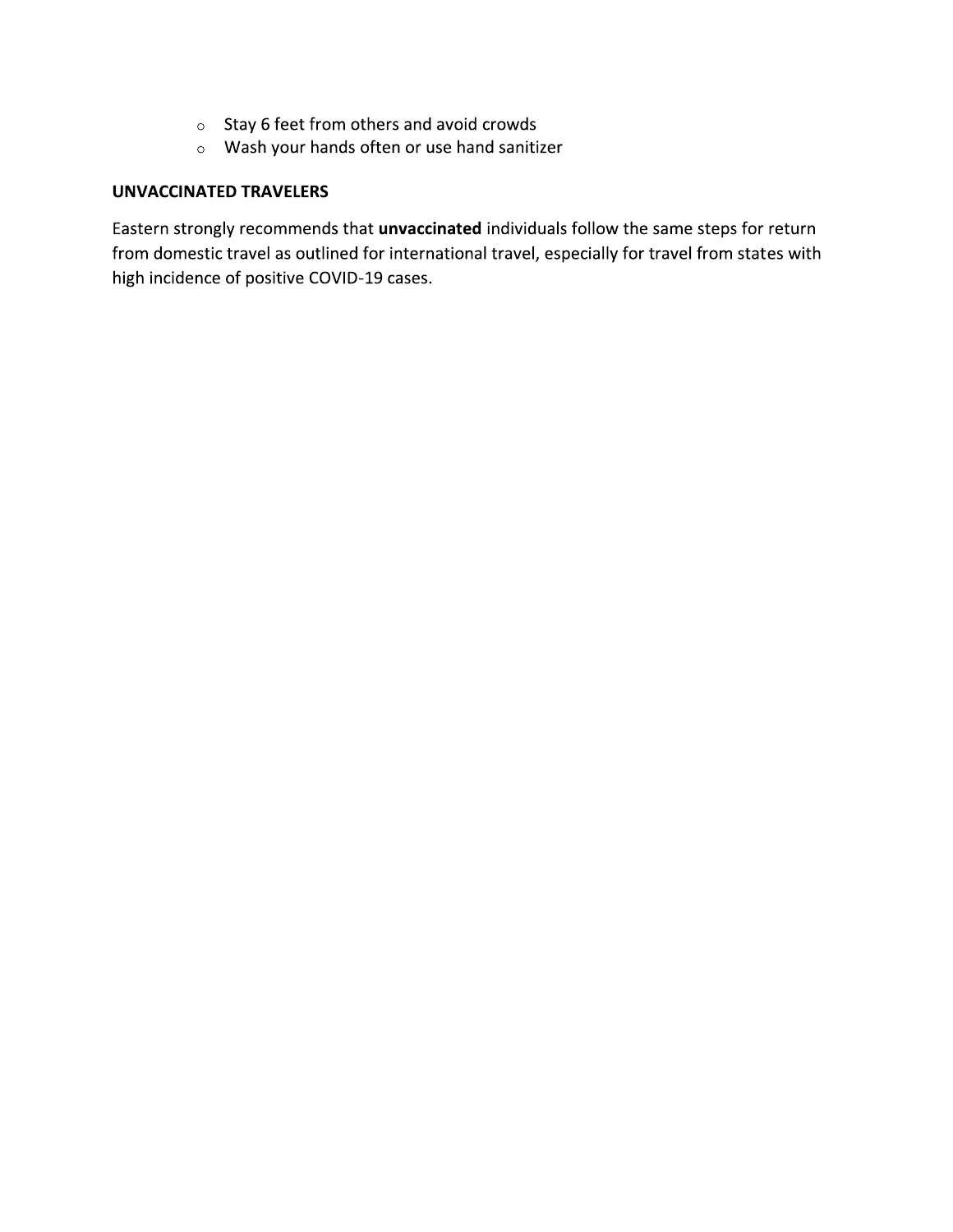- Stay 6 feet from others and avoid crowds
- Wash your hands often or use hand sanitizer

**UNVACCINATED TRAVELERS**

Eastern strongly recommends that **unvaccinated** individuals follow the same steps for return from domestic travel as outlined for international travel, especially for travel from states with high incidence of positive COVID-19 cases.